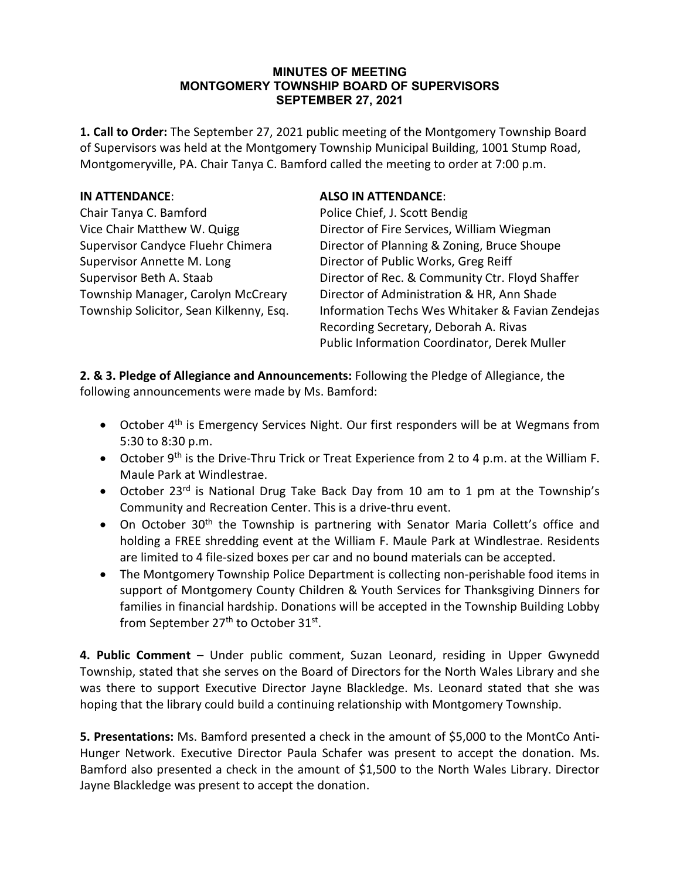# MINUTES OF MEETING
## MONTGOMERY TOWNSHIP BOARD OF SUPERVISORS
## SEPTEMBER 27, 2021

**1. Call to Order:** The September 27, 2021 public meeting of the Montgomery Township Board of Supervisors was held at the Montgomery Township Municipal Building, 1001 Stump Road, Montgomeryville, PA. Chair Tanya C. Bamford called the meeting to order at 7:00 p.m.

**IN ATTENDANCE**:

Chair Tanya C. Bamford
Vice Chair Matthew W. Quigg
Supervisor Candyce Fluehr Chimera
Supervisor Annette M. Long
Supervisor Beth A. Staab
Township Manager, Carolyn McCreary
Township Solicitor, Sean Kilkenny, Esq.

**ALSO IN ATTENDANCE**:

Police Chief, J. Scott Bendig
Director of Fire Services, William Wiegman
Director of Planning & Zoning, Bruce Shoupe
Director of Public Works, Greg Reiff
Director of Rec. & Community Ctr. Floyd Shaffer
Director of Administration & HR, Ann Shade
Information Techs Wes Whitaker & Favian Zendejas
Recording Secretary, Deborah A. Rivas
Public Information Coordinator, Derek Muller

**2. & 3. Pledge of Allegiance and Announcements:** Following the Pledge of Allegiance, the following announcements were made by Ms. Bamford:

- October 4th is Emergency Services Night. Our first responders will be at Wegmans from 5:30 to 8:30 p.m.
- October 9th is the Drive-Thru Trick or Treat Experience from 2 to 4 p.m. at the William F. Maule Park at Windlestrae.
- October 23rd is National Drug Take Back Day from 10 am to 1 pm at the Township's Community and Recreation Center. This is a drive-thru event.
- On October 30th the Township is partnering with Senator Maria Collett's office and holding a FREE shredding event at the William F. Maule Park at Windlestrae. Residents are limited to 4 file-sized boxes per car and no bound materials can be accepted.
- The Montgomery Township Police Department is collecting non-perishable food items in support of Montgomery County Children & Youth Services for Thanksgiving Dinners for families in financial hardship. Donations will be accepted in the Township Building Lobby from September 27th to October 31st.

**4. Public Comment** – Under public comment, Suzan Leonard, residing in Upper Gwynedd Township, stated that she serves on the Board of Directors for the North Wales Library and she was there to support Executive Director Jayne Blackledge. Ms. Leonard stated that she was hoping that the library could build a continuing relationship with Montgomery Township.

**5. Presentations:** Ms. Bamford presented a check in the amount of $5,000 to the MontCo Anti-Hunger Network. Executive Director Paula Schafer was present to accept the donation. Ms. Bamford also presented a check in the amount of $1,500 to the North Wales Library. Director Jayne Blackledge was present to accept the donation.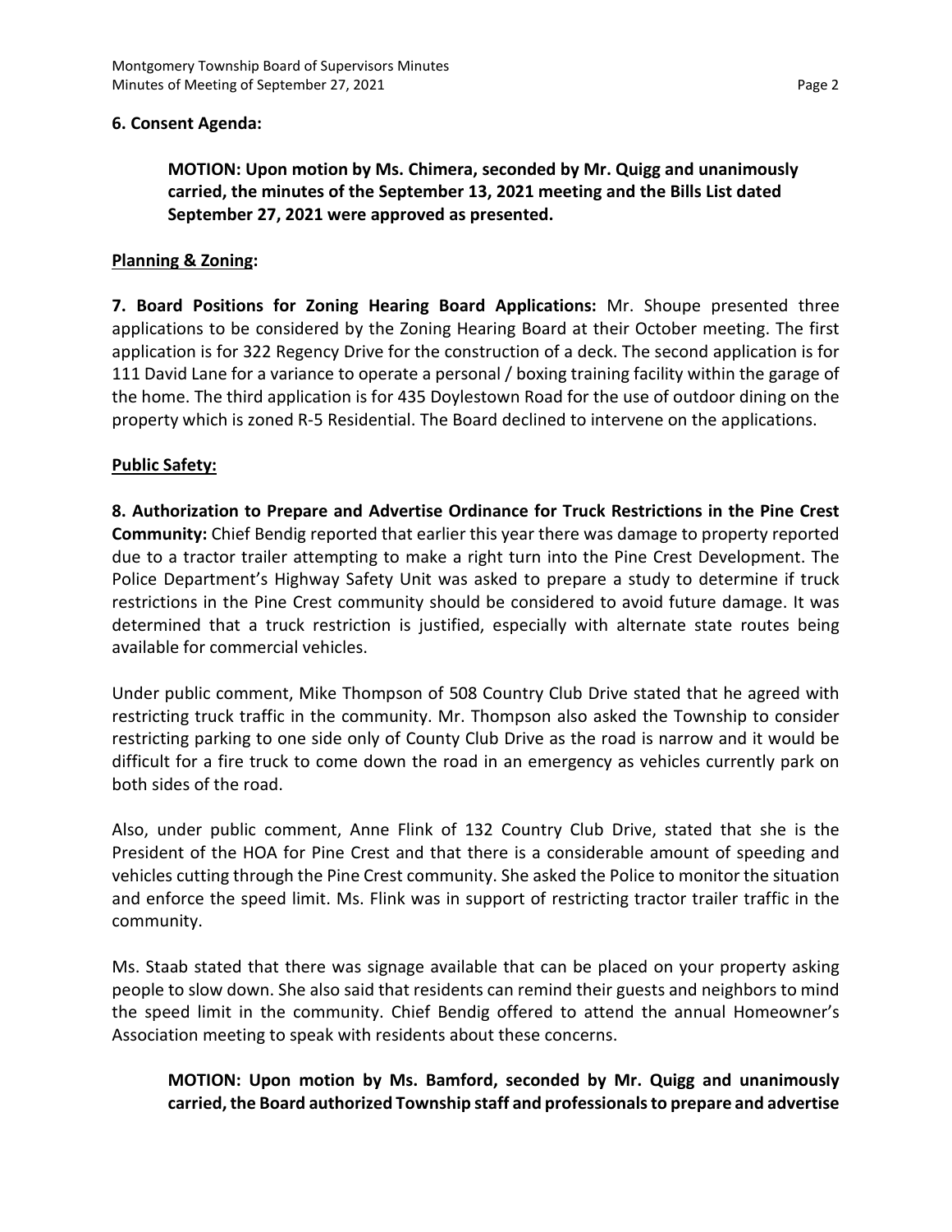**6. Consent Agenda:**

> **MOTION: Upon motion by Ms. Chimera, seconded by Mr. Quigg and unanimously carried, the minutes of the September 13, 2021 meeting and the Bills List dated September 27, 2021 were approved as presented.**

**Planning & Zoning:**

**7. Board Positions for Zoning Hearing Board Applications:** Mr. Shoupe presented three applications to be considered by the Zoning Hearing Board at their October meeting. The first application is for 322 Regency Drive for the construction of a deck. The second application is for 111 David Lane for a variance to operate a personal / boxing training facility within the garage of the home. The third application is for 435 Doylestown Road for the use of outdoor dining on the property which is zoned R-5 Residential. The Board declined to intervene on the applications.

**Public Safety:**

**8. Authorization to Prepare and Advertise Ordinance for Truck Restrictions in the Pine Crest Community:** Chief Bendig reported that earlier this year there was damage to property reported due to a tractor trailer attempting to make a right turn into the Pine Crest Development. The Police Department's Highway Safety Unit was asked to prepare a study to determine if truck restrictions in the Pine Crest community should be considered to avoid future damage. It was determined that a truck restriction is justified, especially with alternate state routes being available for commercial vehicles.

Under public comment, Mike Thompson of 508 Country Club Drive stated that he agreed with restricting truck traffic in the community. Mr. Thompson also asked the Township to consider restricting parking to one side only of County Club Drive as the road is narrow and it would be difficult for a fire truck to come down the road in an emergency as vehicles currently park on both sides of the road.

Also, under public comment, Anne Flink of 132 Country Club Drive, stated that she is the President of the HOA for Pine Crest and that there is a considerable amount of speeding and vehicles cutting through the Pine Crest community. She asked the Police to monitor the situation and enforce the speed limit. Ms. Flink was in support of restricting tractor trailer traffic in the community.

Ms. Staab stated that there was signage available that can be placed on your property asking people to slow down. She also said that residents can remind their guests and neighbors to mind the speed limit in the community. Chief Bendig offered to attend the annual Homeowner's Association meeting to speak with residents about these concerns.

> **MOTION: Upon motion by Ms. Bamford, seconded by Mr. Quigg and unanimously carried, the Board authorized Township staff and professionals to prepare and advertise**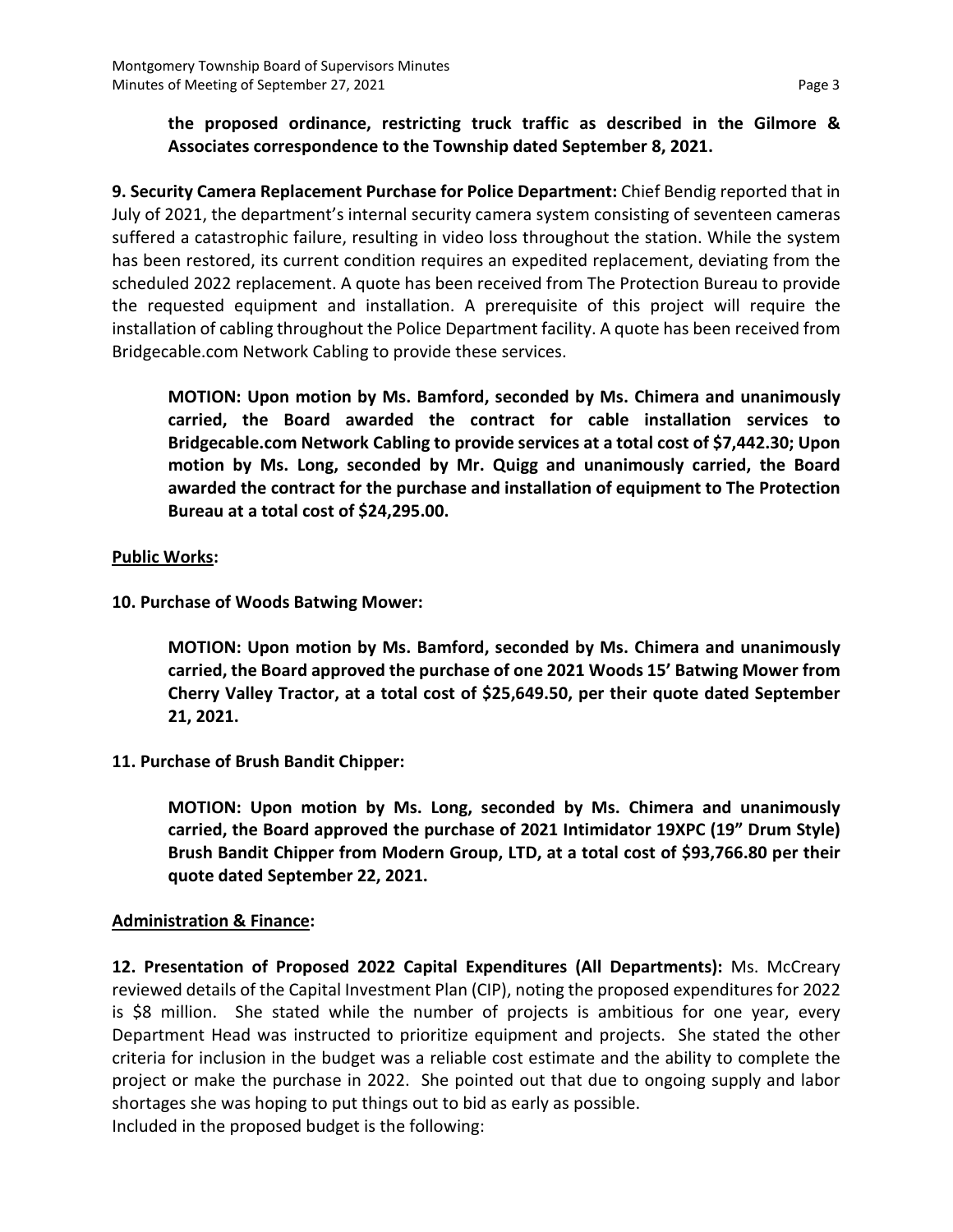**the proposed ordinance, restricting truck traffic as described in the Gilmore & Associates correspondence to the Township dated September 8, 2021.**

**9. Security Camera Replacement Purchase for Police Department:** Chief Bendig reported that in July of 2021, the department's internal security camera system consisting of seventeen cameras suffered a catastrophic failure, resulting in video loss throughout the station. While the system has been restored, its current condition requires an expedited replacement, deviating from the scheduled 2022 replacement. A quote has been received from The Protection Bureau to provide the requested equipment and installation. A prerequisite of this project will require the installation of cabling throughout the Police Department facility. A quote has been received from Bridgecable.com Network Cabling to provide these services.

**MOTION: Upon motion by Ms. Bamford, seconded by Ms. Chimera and unanimously carried, the Board awarded the contract for cable installation services to Bridgecable.com Network Cabling to provide services at a total cost of $7,442.30; Upon motion by Ms. Long, seconded by Mr. Quigg and unanimously carried, the Board awarded the contract for the purchase and installation of equipment to The Protection Bureau at a total cost of $24,295.00.**

**Public Works:**

**10. Purchase of Woods Batwing Mower:**

**MOTION: Upon motion by Ms. Bamford, seconded by Ms. Chimera and unanimously carried, the Board approved the purchase of one 2021 Woods 15' Batwing Mower from Cherry Valley Tractor, at a total cost of $25,649.50, per their quote dated September 21, 2021.**

**11. Purchase of Brush Bandit Chipper:**

**MOTION: Upon motion by Ms. Long, seconded by Ms. Chimera and unanimously carried, the Board approved the purchase of 2021 Intimidator 19XPC (19" Drum Style) Brush Bandit Chipper from Modern Group, LTD, at a total cost of $93,766.80 per their quote dated September 22, 2021.**

**Administration & Finance:**

**12. Presentation of Proposed 2022 Capital Expenditures (All Departments):** Ms. McCreary reviewed details of the Capital Investment Plan (CIP), noting the proposed expenditures for 2022 is $8 million. She stated while the number of projects is ambitious for one year, every Department Head was instructed to prioritize equipment and projects. She stated the other criteria for inclusion in the budget was a reliable cost estimate and the ability to complete the project or make the purchase in 2022. She pointed out that due to ongoing supply and labor shortages she was hoping to put things out to bid as early as possible.
Included in the proposed budget is the following: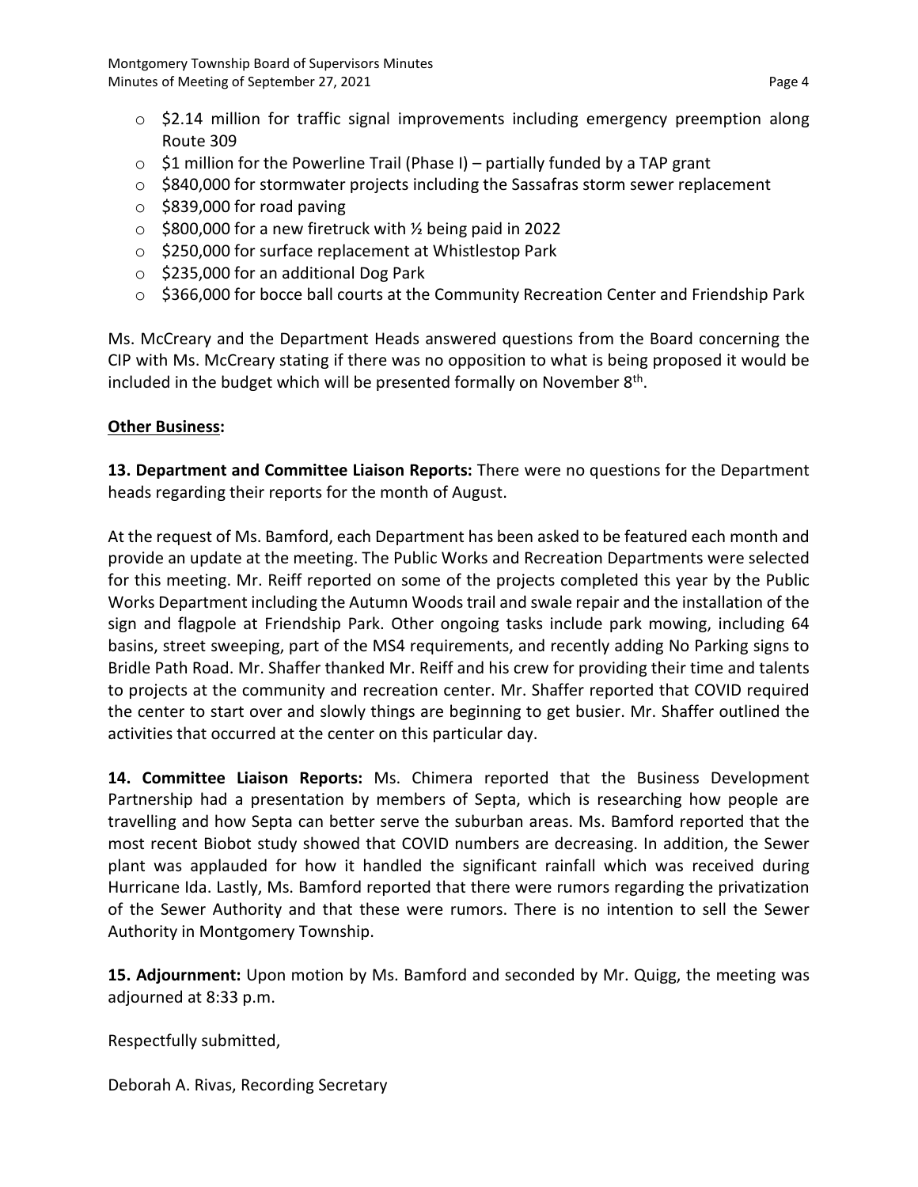- $2.14 million for traffic signal improvements including emergency preemption along Route 309
- $1 million for the Powerline Trail (Phase I) – partially funded by a TAP grant
- $840,000 for stormwater projects including the Sassafras storm sewer replacement
- $839,000 for road paving
- $800,000 for a new firetruck with ½ being paid in 2022
- $250,000 for surface replacement at Whistlestop Park
- $235,000 for an additional Dog Park
- $366,000 for bocce ball courts at the Community Recreation Center and Friendship Park

Ms. McCreary and the Department Heads answered questions from the Board concerning the CIP with Ms. McCreary stating if there was no opposition to what is being proposed it would be included in the budget which will be presented formally on November 8th.

**Other Business:**

**13. Department and Committee Liaison Reports:** There were no questions for the Department heads regarding their reports for the month of August.

At the request of Ms. Bamford, each Department has been asked to be featured each month and provide an update at the meeting. The Public Works and Recreation Departments were selected for this meeting. Mr. Reiff reported on some of the projects completed this year by the Public Works Department including the Autumn Woods trail and swale repair and the installation of the sign and flagpole at Friendship Park. Other ongoing tasks include park mowing, including 64 basins, street sweeping, part of the MS4 requirements, and recently adding No Parking signs to Bridle Path Road. Mr. Shaffer thanked Mr. Reiff and his crew for providing their time and talents to projects at the community and recreation center. Mr. Shaffer reported that COVID required the center to start over and slowly things are beginning to get busier. Mr. Shaffer outlined the activities that occurred at the center on this particular day.

**14. Committee Liaison Reports:** Ms. Chimera reported that the Business Development Partnership had a presentation by members of Septa, which is researching how people are travelling and how Septa can better serve the suburban areas. Ms. Bamford reported that the most recent Biobot study showed that COVID numbers are decreasing. In addition, the Sewer plant was applauded for how it handled the significant rainfall which was received during Hurricane Ida. Lastly, Ms. Bamford reported that there were rumors regarding the privatization of the Sewer Authority and that these were rumors. There is no intention to sell the Sewer Authority in Montgomery Township.

**15. Adjournment:** Upon motion by Ms. Bamford and seconded by Mr. Quigg, the meeting was adjourned at 8:33 p.m.

Respectfully submitted,

Deborah A. Rivas, Recording Secretary